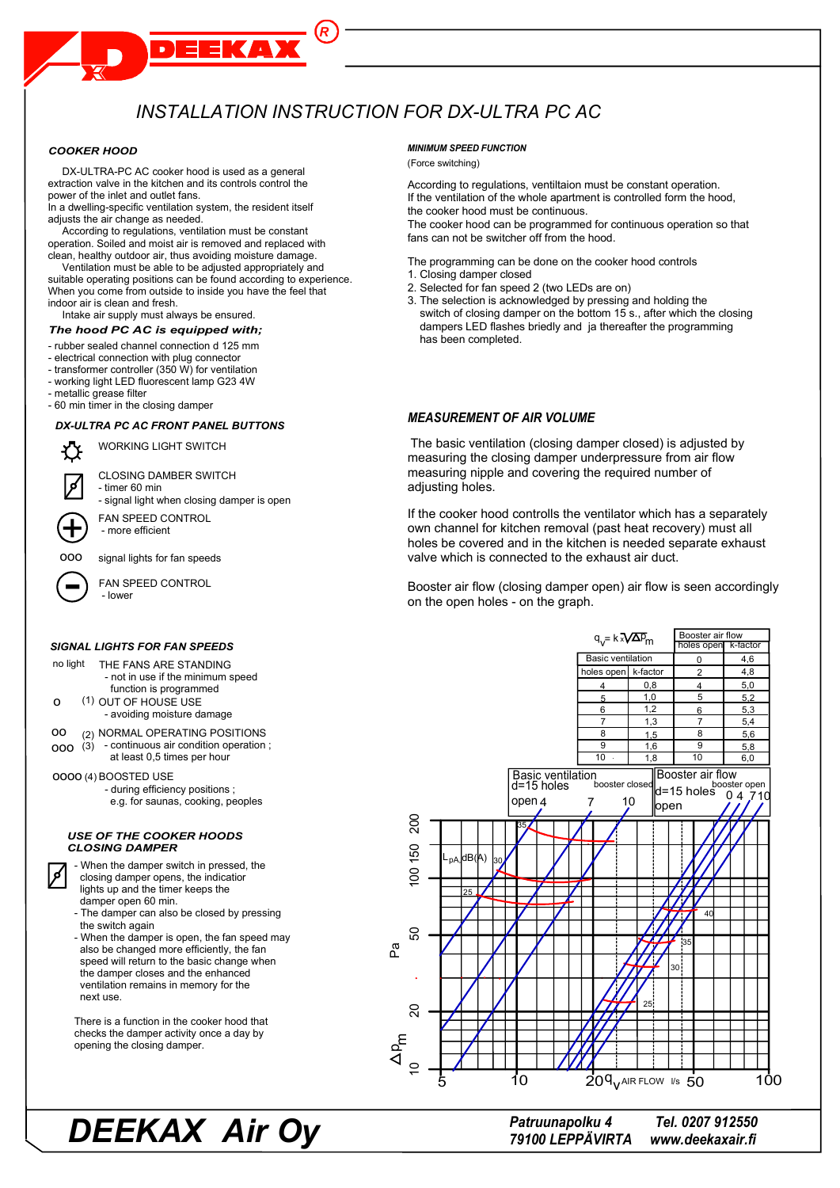# INSTALLATION INSTRUCTION FOR DX-ULTRA PC AC

## COOKER HOOD

DX-ULTRA-PC AC cooker hood is used as a general extraction valve in the kitchen and its controls control the power of the inlet and outlet fans.
In a dwelling-specific ventilation system, the resident itself adjusts the air change as needed.
According to regulations, ventilation must be constant operation. Soiled and moist air is removed and replaced with clean, healthy outdoor air, thus avoiding moisture damage.
Ventilation must be able to be adjusted appropriately and suitable operating positions can be found according to experience. When you come from outside to inside you have the feel that indoor air is clean and fresh.
Intake air supply must always be ensured.

### *The hood PC AC is equipped with;*

- rubber sealed channel connection d 125 mm
- electrical connection with plug connector
- transformer controller (350 W) for ventilation
- working light LED fluorescent lamp G23 4W
- metallic grease filter
- 60 min timer in the closing damper

### DX-ULTRA PC AC FRONT PANEL BUTTONS

WORKING LIGHT SWITCH

CLOSING DAMBER SWITCH
- timer 60 min
- signal light when closing damper is open

FAN SPEED CONTROL
- more efficient

ooo signal lights for fan speeds

FAN SPEED CONTROL
- lower

### SIGNAL LIGHTS FOR FAN SPEEDS

no light THE FANS ARE STANDING
- not in use if the minimum speed function is programmed

o (1) OUT OF HOUSE USE
- avoiding moisture damage

oo (2) NORMAL OPERATING POSITIONS
ooo (3) - continuous air condition operation ; at least 0,5 times per hour

oooo (4) BOOSTED USE
- during efficiency positions ; e.g. for saunas, cooking, peoples

### USE OF THE COOKER HOODS CLOSING DAMPER

- When the damper switch in pressed, the closing damper opens, the indicatior lights up and the timer keeps the damper open 60 min.
- The damper can also be closed by pressing the switch again
- When the damper is open, the fan speed may also be changed more efficiently, the fan speed will return to the basic change when the damper closes and the enhanced ventilation remains in memory for the next use.

There is a function in the cooker hood that checks the damper activity once a day by opening the closing damper.

### MINIMUM SPEED FUNCTION

(Force switching)

According to regulations, ventiltaion must be constant operation.
If the ventilation of the whole apartment is controlled form the hood, the cooker hood must be continuous.
The cooker hood can be programmed for continuous operation so that fans can not be switcher off from the hood.

The programming can be done on the cooker hood controls
1. Closing damper closed
2. Selected for fan speed 2 (two LEDs are on)
3. The selection is acknowledged by pressing and holding the switch of closing damper on the bottom 15 s., after which the closing dampers LED flashes briedly and ja thereafter the programming has been completed.

### MEASUREMENT OF AIR VOLUME

The basic ventilation (closing damper closed) is adjusted by measuring the closing damper underpressure from air flow measuring nipple and covering the required number of adjusting holes.

If the cooker hood controlls the ventilator which has a separately own channel for kitchen removal (past heat recovery) must all holes be covered and in the kitchen is needed separate exhaust valve which is connected to the exhaust air duct.

Booster air flow (closing damper open) air flow is seen accordingly on the open holes - on the graph.

$q_v = k \sqrt{\Delta p_m}$

| Basic ventilation | | Booster air flow | |
|---|---|---|---|
| holes open | k-factor | holes open | k-factor |
| | | 0 | 4,6 |
| | | 2 | 4,8 |
| 4 | 0,8 | 4 | 5,0 |
| 5 | 1,0 | 5 | 5,2 |
| 6 | 1,2 | 6 | 5,3 |
| 7 | 1,3 | 7 | 5,4 |
| 8 | 1,5 | 8 | 5,6 |
| 9 | 1,6 | 9 | 5,8 |
| 10 | 1,8 | 10 | 6,0 |

Graph: Basic ventilation d=15 holes open 4, 7, 10 (booster closed); Booster air flow d=15 holes open 0, 4, 7, 10 (booster open). Y-axis: $\Delta p_m$ Pa (10, 20, 50, 100, 150, 200); X-axis: $q_v$ AIR FLOW l/s (5, 10, 20, 50, 100); $L_{pA}$ dB(A) curves 25, 30, 35, 40.

**DEEKAX Air Oy**

Patruunapolku 4
79100 LEPPÄVIRTA
Tel. 0207 912550
www.deekaxair.fi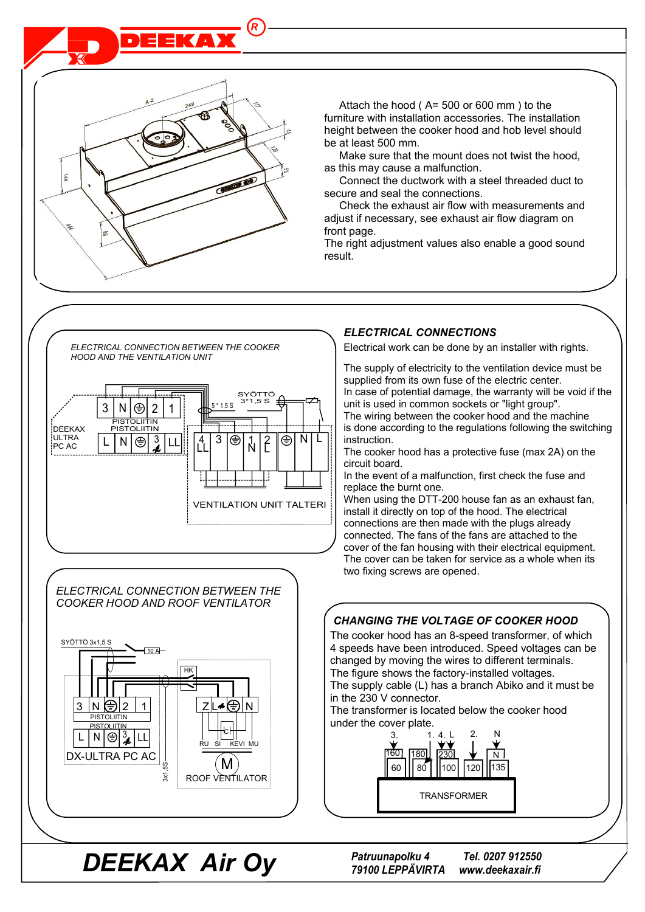Attach the hood ( A= 500 or 600 mm ) to the furniture with installation accessories. The installation height between the cooker hood and hob level should be at least 500 mm.

Make sure that the mount does not twist the hood, as this may cause a malfunction.

Connect the ductwork with a steel threaded duct to secure and seal the connections.

Check the exhaust air flow with measurements and adjust if necessary, see exhaust air flow diagram on front page.

The right adjustment values also enable a good sound result.

*ELECTRICAL CONNECTION BETWEEN THE COOKER HOOD AND THE VENTILATION UNIT*

DEEKAX ULTRA PC AC

PISTOLIITIN

SYÖTTÖ 3*1,5 S

5 * 1,5 S

VENTILATION UNIT TALTERI

## *ELECTRICAL CONNECTIONS*

Electrical work can be done by an installer with rights.

The supply of electricity to the ventilation device must be supplied from its own fuse of the electric center.

In case of potential damage, the warranty will be void if the unit is used in common sockets or "light group".

The wiring between the cooker hood and the machine is done according to the regulations following the switching instruction.

The cooker hood has a protective fuse (max 2A) on the circuit board.

In the event of a malfunction, first check the fuse and replace the burnt one.

When using the DTT-200 house fan as an exhaust fan, install it directly on top of the hood. The electrical connections are then made with the plugs already connected. The fans of the fans are attached to the cover of the fan housing with their electrical equipment. The cover can be taken for service as a whole when its two fixing screws are opened.

*ELECTRICAL CONNECTION BETWEEN THE COOKER HOOD AND ROOF VENTILATOR*

SYÖTTÖ 3x1,5 S

10 A

PISTOLIITIN

DX-ULTRA PC AC

3x1,5S

HK

RU SI KEVI MU

ROOF VENTILATOR

## *CHANGING THE VOLTAGE OF COOKER HOOD*

The cooker hood has an 8-speed transformer, of which 4 speeds have been introduced. Speed voltages can be changed by moving the wires to different terminals.

The figure shows the factory-installed voltages.

The supply cable (L) has a branch Abiko and it must be in the 230 V connector.

The transformer is located below the cooker hood under the cover plate.

3. 1. 4. L 2. N

160 180 230

60 80 100 120 135

TRANSFORMER

# DEEKAX Air Oy

Patruunapolku 4
79100 LEPPÄVIRTA

Tel. 0207 912550
www.deekaxair.fi